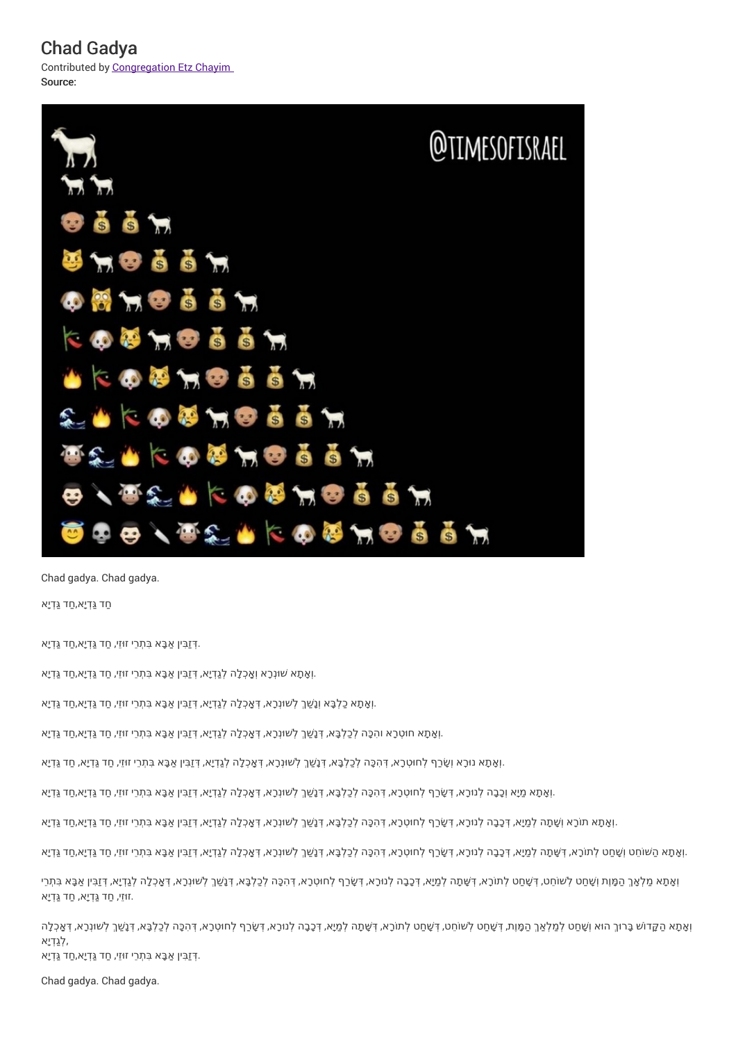# Chad Gadya

Contributed by Congregation Etz Chayim

Source:

Chad gadya. Chad gadya.

חַד גַּדְיָא,חַד גַּדְיָא

דְּזַבִּין אַבָּא בִּתְרֵי זוּזֵי, חַד גַּדְיָא,חַד גַּדְיָא.

וְאָתָא שׁוּנְרָא וְאָכְלָה לְגַדְיָא, דְּזַבִּין אַבָּא בִּתְרֵי זוּזֵי, חַד גַּדְיָא,חַד גַּדְיָא.

וְאָתָא כַלְבָּא וְנָשַׁךְ לְשׁוּנְרָא, דְּאָכְלָה לְגַדְיָא, דְּזַבִּין אַבָּא בִּתְרֵי זוּזֵי, חַד גַּדְיָא,חַד גַּדְיָא.

וְאָתָא חוּטְרָא והִכָּה לְכַלְבָּא, דְּנָשַׁךְ לְשׁוּנְרָא, דְּאָכְלָה לְגַדְיָא, דְּזַבִּין אַבָּא בִּתְרֵי זוּזֵי, חַד גַּדְיָא,חַד גַּדְיָא.

וְאָתָא נוּרָא וְשָׂרַף לְחוּטְרָא, דְּהִכָּה לְכַלְבָּא, דְּנָשַׁךְ לְשׁוּנְרָא, דְּאָכְלָה לְגַדְיָא, דְּזַבִּין אַבָּא בִּתְרֵי זוּזֵי, חַד גַּדְיָא, חַד גַּדְיָא.

וְאָתָא מַיָא וְכָבָה לְנוּרָא, דְּשָׂרַף לְחוּטְרָא, דְּהִכָּה לְכַלְבָּא, דְּנָשַׁךְ לְשׁוּנְרָא, דְּאָכְלָה לְגַדְיָא, דְּזַבִּין אַבָּא בִּתְרֵי זוּזֵי, חַד גַּדְיָא,חַד גַּדְיָא.

וְאָתָא תוֹרָא וְשָׁתָה לְמַיָא, דְּכָבָה לְנוּרָא, דְּשָׂרַף לְחוּטְרָא, דְּהִכָּה לְכַלְבָּא, דְּנָשַׁךְ לְשׁוּנְרָא, דְּאָכְלָה לְגַדְיָא, דְּזַבִּין אַבָּא בִּתְרֵי זוּזֵי, חַד גַּדְיָא,חַד גַּדְיָא.

וְאָתָא הַשּׁוֹחֵט וְשָׁחַט לְתוֹרָא, דְּשָׁתָה לְמַיָא, דְּכָבָה לְנוּרָא, דְּשָׂרַף לְחוּטְרָא, דְּהִכָּה לְכַלְבָּא, דְּנָשַׁךְ לְשׁוּנְרָא, דְּאָכְלָה לְגַדְיָא, דְּזַבִּין אַבָּא בִּתְרֵי זוּזֵי, חַד גַּדְיָא,חַד גַּדְיָא.

וְאָתָא מַלְאַךְ הַמָּוֶת וְשָׁחַט לְשׁוֹחֵט, דְּשָׁחַט לְתוֹרָא, דְּשָׁתָה לְמַיָא, דְּכָבָה לְנוּרָא, דְּשָׂרַף לְחוּטְרָא, דְּהִכָּה לְכַלְבָּא, דְּנָשַׁךְ לְשׁוּנְרָא, דְּאָכְלָה לְגַדְיָא, דְּזַבִּין אַבָּא בִּתְרֵי זוּזֵי, חַד גַּדְיָא, חַד גַּדְיָא.

וְאָתָא הַקָּדוֹשׁ בָּרוּךְ הוּא וְשָׁחַט לְמַלְאַךְ הַמָּוֶת, דְּשָׁחַט לְשׁוֹחֵט, דְּשָׁחַט לְתוֹרָא, דְּשָׁתָה לְמַיָא, דְּכָבָה לְנוּרָא, דְּשָׂרַף לְחוּטְרָא, דְּהִכָּה לְכַלְבָּא, דְּנָשַׁךְ לְשׁוּנְרָא, דְּאָכְלָה לְגַדְיָא,
דְּזַבִּין אַבָּא בִּתְרֵי זוּזֵי, חַד גַּדְיָא,חַד גַּדְיָא.

Chad gadya. Chad gadya.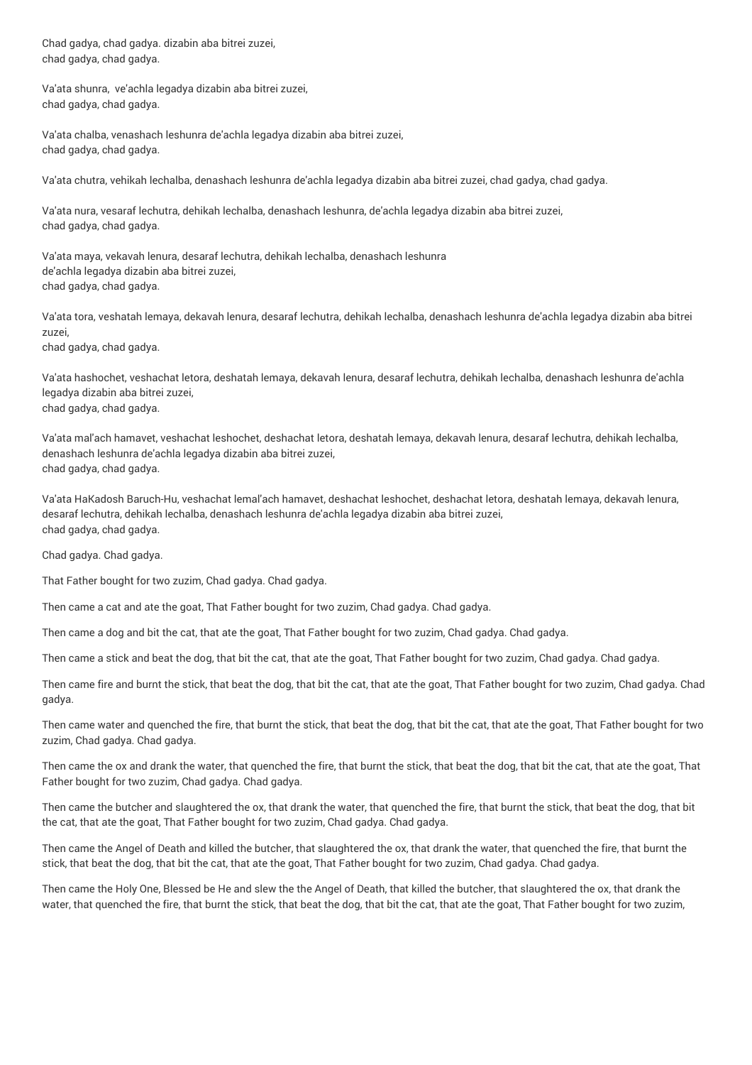Chad gadya, chad gadya. dizabin aba bitrei zuzei,
chad gadya, chad gadya.

Va'ata shunra, ve'achla legadya dizabin aba bitrei zuzei,
chad gadya, chad gadya.

Va'ata chalba, venashach leshunra de'achla legadya dizabin aba bitrei zuzei,
chad gadya, chad gadya.

Va'ata chutra, vehikah lechalba, denashach leshunra de'achla legadya dizabin aba bitrei zuzei, chad gadya, chad gadya.

Va'ata nura, vesaraf lechutra, dehikah lechalba, denashach leshunra, de'achla legadya dizabin aba bitrei zuzei,
chad gadya, chad gadya.

Va'ata maya, vekavah lenura, desaraf lechutra, dehikah lechalba, denashach leshunra
de'achla legadya dizabin aba bitrei zuzei,
chad gadya, chad gadya.

Va'ata tora, veshatah lemaya, dekavah lenura, desaraf lechutra, dehikah lechalba, denashach leshunra de'achla legadya dizabin aba bitrei zuzei,
chad gadya, chad gadya.

Va'ata hashochet, veshachat letora, deshatah lemaya, dekavah lenura, desaraf lechutra, dehikah lechalba, denashach leshunra de'achla legadya dizabin aba bitrei zuzei,
chad gadya, chad gadya.

Va'ata mal'ach hamavet, veshachat leshochet, deshachat letora, deshatah lemaya, dekavah lenura, desaraf lechutra, dehikah lechalba, denashach leshunra de'achla legadya dizabin aba bitrei zuzei,
chad gadya, chad gadya.

Va'ata HaKadosh Baruch-Hu, veshachat lemal'ach hamavet, deshachat leshochet, deshachat letora, deshatah lemaya, dekavah lenura, desaraf lechutra, dehikah lechalba, denashach leshunra de'achla legadya dizabin aba bitrei zuzei,
chad gadya, chad gadya.

Chad gadya. Chad gadya.

That Father bought for two zuzim, Chad gadya. Chad gadya.

Then came a cat and ate the goat, That Father bought for two zuzim, Chad gadya. Chad gadya.

Then came a dog and bit the cat, that ate the goat, That Father bought for two zuzim, Chad gadya. Chad gadya.

Then came a stick and beat the dog, that bit the cat, that ate the goat, That Father bought for two zuzim, Chad gadya. Chad gadya.

Then came fire and burnt the stick, that beat the dog, that bit the cat, that ate the goat, That Father bought for two zuzim, Chad gadya. Chad gadya.

Then came water and quenched the fire, that burnt the stick, that beat the dog, that bit the cat, that ate the goat, That Father bought for two zuzim, Chad gadya. Chad gadya.

Then came the ox and drank the water, that quenched the fire, that burnt the stick, that beat the dog, that bit the cat, that ate the goat, That Father bought for two zuzim, Chad gadya. Chad gadya.

Then came the butcher and slaughtered the ox, that drank the water, that quenched the fire, that burnt the stick, that beat the dog, that bit the cat, that ate the goat, That Father bought for two zuzim, Chad gadya. Chad gadya.

Then came the Angel of Death and killed the butcher, that slaughtered the ox, that drank the water, that quenched the fire, that burnt the stick, that beat the dog, that bit the cat, that ate the goat, That Father bought for two zuzim, Chad gadya. Chad gadya.

Then came the Holy One, Blessed be He and slew the the Angel of Death, that killed the butcher, that slaughtered the ox, that drank the water, that quenched the fire, that burnt the stick, that beat the dog, that bit the cat, that ate the goat, That Father bought for two zuzim,